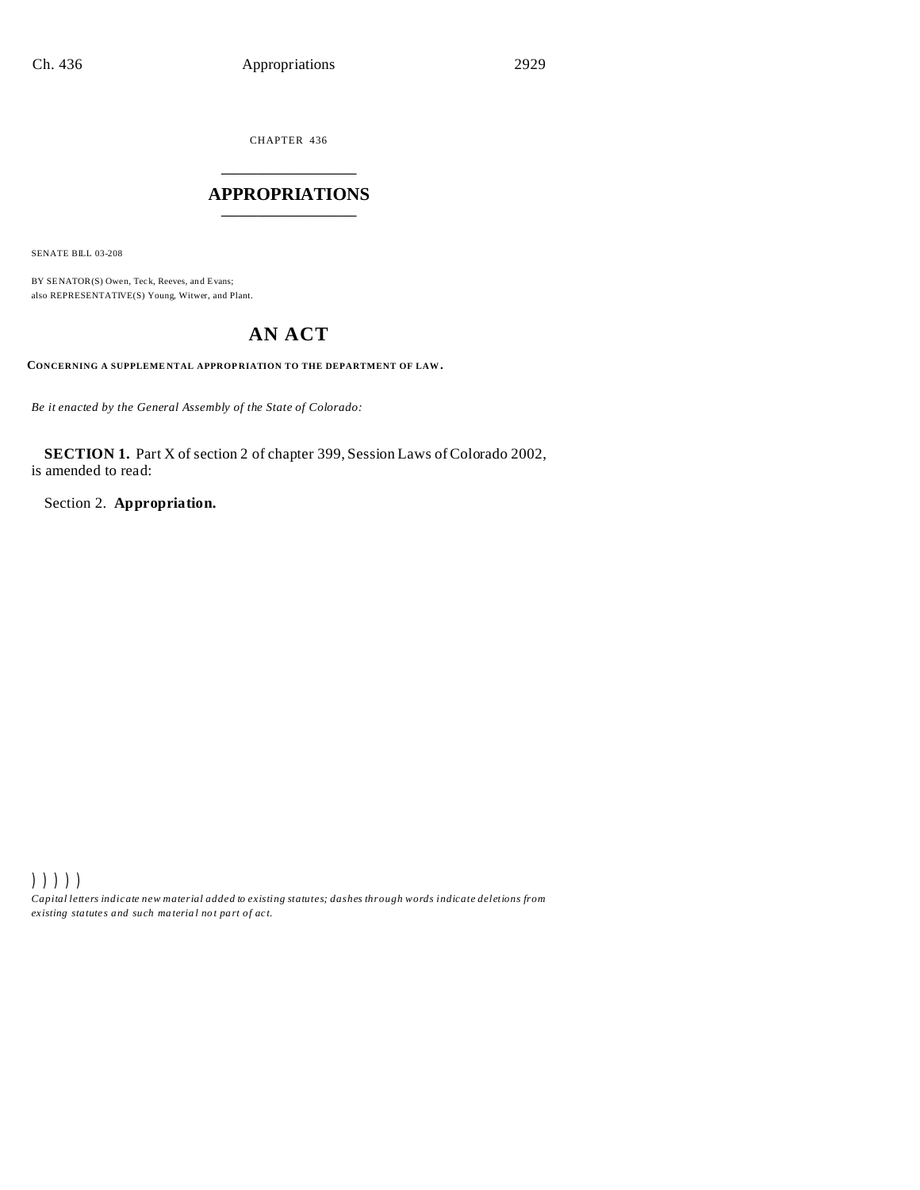CHAPTER 436

# APPROPRIATIONS

SENATE BILL 03-208

BY SENATOR(S) Owen, Teck, Reeves, and Evans;
also REPRESENTATIVE(S) Young, Witwer, and Plant.

## AN ACT

**CONCERNING A SUPPLEMENTAL APPROPRIATION TO THE DEPARTMENT OF LAW.**

*Be it enacted by the General Assembly of the State of Colorado:*

**SECTION 1.** Part X of section 2 of chapter 399, Session Laws of Colorado 2002, is amended to read:

Section 2. **Appropriation.**

) ) ) ) )

*Capital letters indicate new material added to existing statutes; dashes through words indicate deletions from existing statutes and such material not part of act.*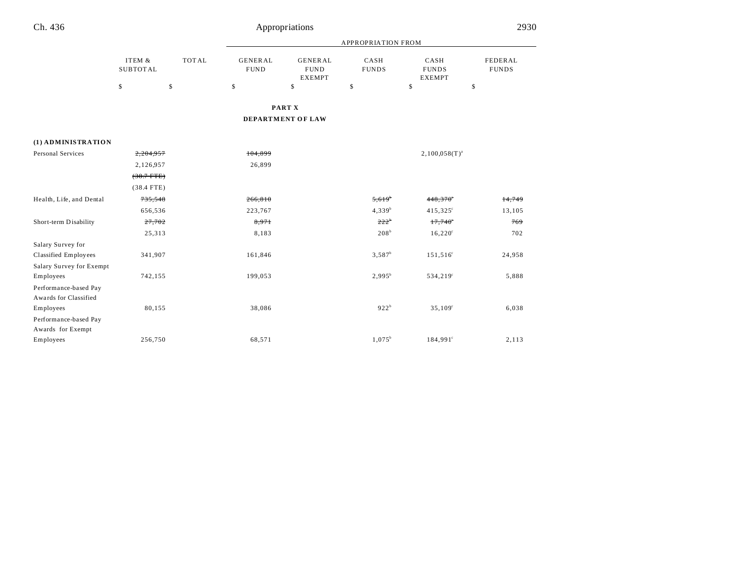## PART X

## DEPARTMENT OF LAW

| | ITEM & SUBTOTAL | TOTAL | APPROPRIATION FROM | | | | |
|---|---|---|---|---|---|---|---|
| | | | GENERAL FUND | GENERAL FUND EXEMPT | CASH FUNDS | CASH FUNDS EXEMPT | FEDERAL FUNDS |
| | $ | $ | $ | $ | $ | $ | $ |
| **(1) ADMINISTRATION** | | | | | | | |
| Personal Services | ~~2,204,957~~ | | ~~104,899~~ | | | 2,100,058(T)[a] | |
| | 2,126,957 | | 26,899 | | | | |
| | ~~(38.7 FTE)~~ | | | | | | |
| | (38.4 FTE) | | | | | | |
| Health, Life, and Dental | ~~735,548~~ | | ~~266,810~~ | | ~~5,619~~[b] | ~~448,370~~[c] | ~~14,749~~ |
| | 656,536 | | 223,767 | | 4,339[b] | 415,325[c] | 13,105 |
| Short-term Disability | ~~27,702~~ | | ~~8,971~~ | | ~~222~~[b] | ~~17,740~~[c] | ~~769~~ |
| | 25,313 | | 8,183 | | 208[b] | 16,220[c] | 702 |
| Salary Survey for Classified Employees | 341,907 | | 161,846 | | 3,587[b] | 151,516[c] | 24,958 |
| Salary Survey for Exempt Employees | 742,155 | | 199,053 | | 2,995[b] | 534,219[c] | 5,888 |
| Performance-based Pay Awards for Classified Employees | 80,155 | | 38,086 | | 922[b] | 35,109[c] | 6,038 |
| Performance-based Pay Awards for Exempt Employees | 256,750 | | 68,571 | | 1,075[b] | 184,991[c] | 2,113 |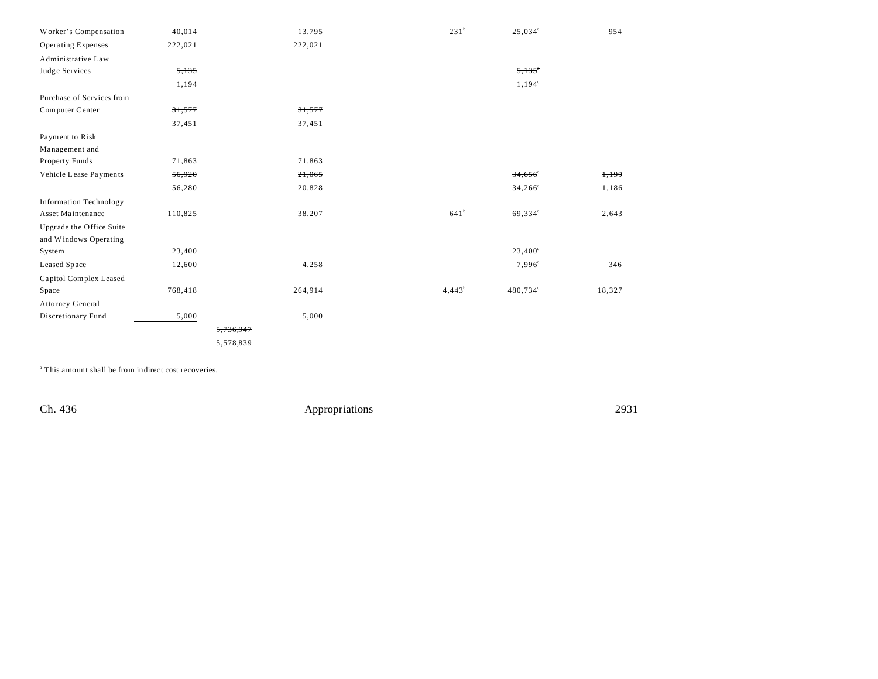| | | | | | | |
|---|---|---|---|---|---|---|
| Worker's Compensation | 40,014 | | 13,795 | 231[b] | 25,034[c] | 954 |
| Operating Expenses | 222,021 | | 222,021 | | | |
| Administrative Law Judge Services | ~~5,135~~ 1,194 | | | | ~~5,135~~[a] 1,194[c] | |
| Purchase of Services from Computer Center | ~~31,577~~ 37,451 | | ~~31,577~~ 37,451 | | | |
| Payment to Risk Management and Property Funds | 71,863 | | 71,863 | | | |
| Vehicle Lease Payments | ~~56,920~~ 56,280 | | ~~21,065~~ 20,828 | | ~~34,656~~[c] 34,266[c] | ~~1,199~~ 1,186 |
| Information Technology Asset Maintenance | 110,825 | | 38,207 | 641[b] | 69,334[c] | 2,643 |
| Upgrade the Office Suite and Windows Operating System | 23,400 | | | | 23,400[c] | |
| Leased Space | 12,600 | | 4,258 | | 7,996[c] | 346 |
| Capitol Complex Leased Space | 768,418 | | 264,914 | 4,443[b] | 480,734[c] | 18,327 |
| Attorney General Discretionary Fund | 5,000 | | 5,000 | | | |
| | | ~~5,736,947~~ 5,578,839 | | | | |

[a] This amount shall be from indirect cost recoveries.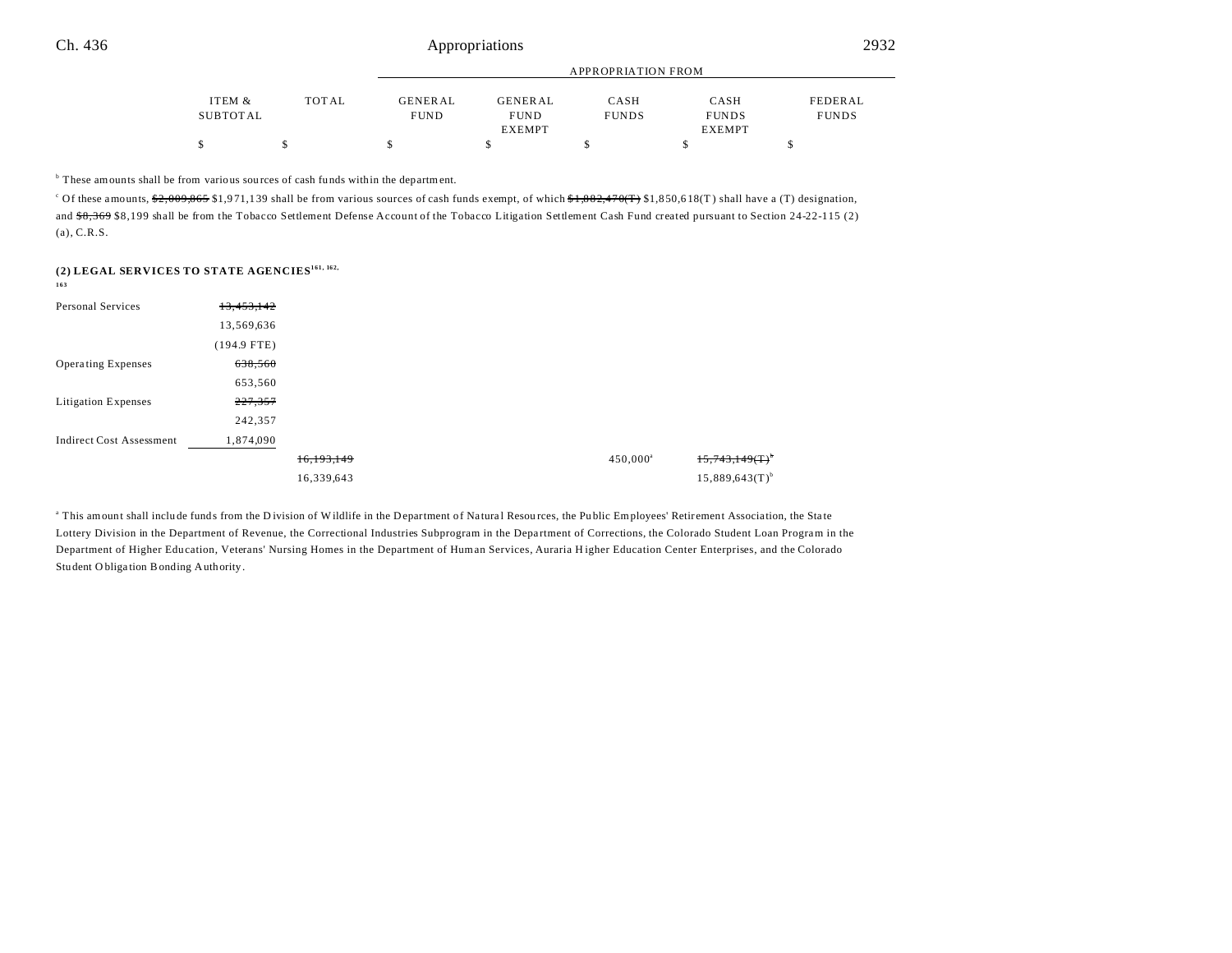| | ITEM & SUBTOTAL | TOTAL | GENERAL FUND | GENERAL FUND EXEMPT | CASH FUNDS | CASH FUNDS EXEMPT | FEDERAL FUNDS |
|---|---|---|---|---|---|---|---|
| | | | APPROPRIATION FROM | | | | |
| | $ | $ | $ | $ | $ | $ | $ |

[b] These amounts shall be from various sources of cash funds within the department.

[c] Of these amounts, ~~$2,009,865~~ $1,971,139 shall be from various sources of cash funds exempt, of which ~~$1,882,470(T)~~ $1,850,618(T) shall have a (T) designation, and ~~$8,369~~ $8,199 shall be from the Tobacco Settlement Defense Account of the Tobacco Litigation Settlement Cash Fund created pursuant to Section 24-22-115 (2) (a), C.R.S.

**(2) LEGAL SERVICES TO STATE AGENCIES**[161, 162, 163]

| | ITEM & SUBTOTAL | TOTAL | GENERAL FUND | GENERAL FUND EXEMPT | CASH FUNDS | CASH FUNDS EXEMPT | FEDERAL FUNDS |
|---|---|---|---|---|---|---|---|
| Personal Services | ~~13,453,142~~ | | | | | | |
| | 13,569,636 | | | | | | |
| | (194.9 FTE) | | | | | | |
| Operating Expenses | ~~638,560~~ | | | | | | |
| | 653,560 | | | | | | |
| Litigation Expenses | ~~227,357~~ | | | | | | |
| | 242,357 | | | | | | |
| Indirect Cost Assessment | 1,874,090 | | | | | | |
| | | ~~16,193,149~~ | | | 450,000[a] | ~~15,743,149(T)~~[b] | |
| | | 16,339,643 | | | | 15,889,643(T)[b] | |

[a] This amount shall include funds from the Division of Wildlife in the Department of Natural Resources, the Public Employees' Retirement Association, the State Lottery Division in the Department of Revenue, the Correctional Industries Subprogram in the Department of Corrections, the Colorado Student Loan Program in the Department of Higher Education, Veterans' Nursing Homes in the Department of Human Services, Auraria Higher Education Center Enterprises, and the Colorado Student Obligation Bonding Authority.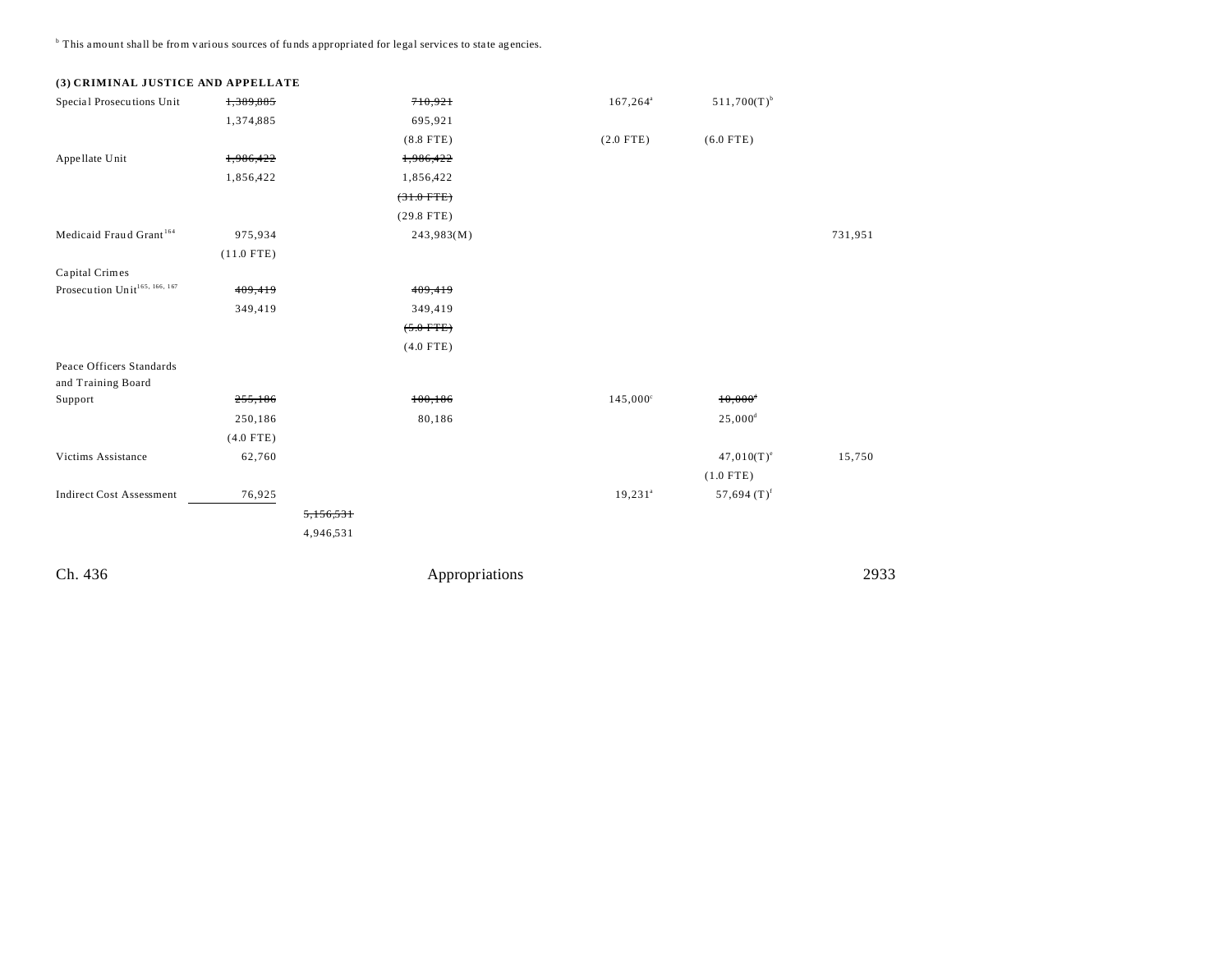[b] This amount shall be from various sources of funds appropriated for legal services to state agencies.

**(3) CRIMINAL JUSTICE AND APPELLATE**

| | | | | | | |
|---|---|---|---|---|---|---|
| Special Prosecutions Unit | ~~1,389,885~~ | | ~~710,921~~ | 167,264[a] | 511,700(T)[b] | |
| | 1,374,885 | | 695,921 | | | |
| | | | (8.8 FTE) | (2.0 FTE) | (6.0 FTE) | |
| Appellate Unit | ~~1,986,422~~ | | ~~1,986,422~~ | | | |
| | 1,856,422 | | 1,856,422 | | | |
| | | | ~~(31.0 FTE)~~ | | | |
| | | | (29.8 FTE) | | | |
| Medicaid Fraud Grant[164] | 975,934 | | 243,983(M) | | | 731,951 |
| | (11.0 FTE) | | | | | |
| Capital Crimes Prosecution Unit[165, 166, 167] | ~~409,419~~ | | ~~409,419~~ | | | |
| | 349,419 | | 349,419 | | | |
| | | | ~~(5.0 FTE)~~ | | | |
| | | | (4.0 FTE) | | | |
| Peace Officers Standards and Training Board Support | ~~255,186~~ | | ~~100,186~~ | 145,000[c] | ~~10,000~~[d] | |
| | 250,186 | | 80,186 | | 25,000[d] | |
| | (4.0 FTE) | | | | | |
| Victims Assistance | 62,760 | | | | 47,010(T)[e] | 15,750 |
| | | | | | (1.0 FTE) | |
| Indirect Cost Assessment | 76,925 | | | 19,231[a] | 57,694 (T)[f] | |
| | | ~~5,156,531~~ | | | | |
| | | 4,946,531 | | | | |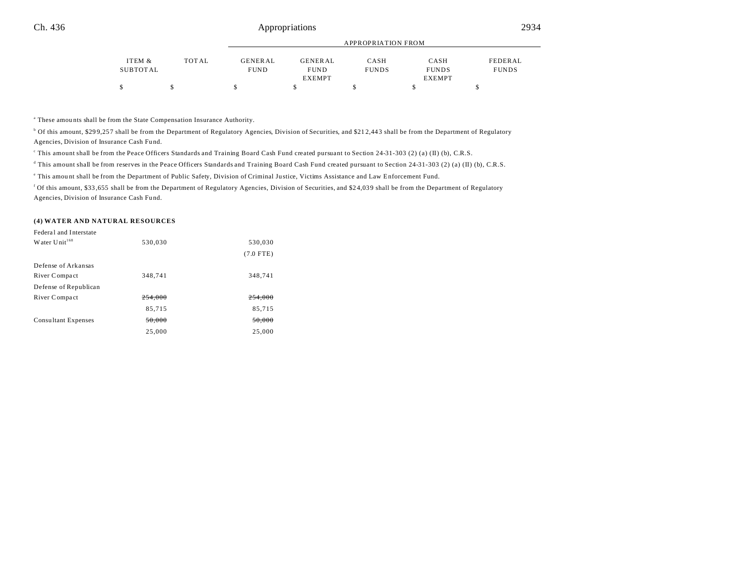| | ITEM & SUBTOTAL | TOTAL | APPROPRIATION FROM GENERAL FUND | GENERAL FUND EXEMPT | CASH FUNDS | CASH FUNDS EXEMPT | FEDERAL FUNDS |
|---|---|---|---|---|---|---|---|
| | $ | $ | $ | $ | $ | $ | $ |

[a] These amounts shall be from the State Compensation Insurance Authority.

[b] Of this amount, $299,257 shall be from the Department of Regulatory Agencies, Division of Securities, and $212,443 shall be from the Department of Regulatory Agencies, Division of Insurance Cash Fund.

[c] This amount shall be from the Peace Officers Standards and Training Board Cash Fund created pursuant to Section 24-31-303 (2) (a) (II) (b), C.R.S.

[d] This amount shall be from reserves in the Peace Officers Standards and Training Board Cash Fund created pursuant to Section 24-31-303 (2) (a) (II) (b), C.R.S.

[e] This amount shall be from the Department of Public Safety, Division of Criminal Justice, Victims Assistance and Law Enforcement Fund.

[f] Of this amount, $33,655 shall be from the Department of Regulatory Agencies, Division of Securities, and $24,039 shall be from the Department of Regulatory Agencies, Division of Insurance Cash Fund.

**(4) WATER AND NATURAL RESOURCES**

| | ITEM & SUBTOTAL | TOTAL | GENERAL FUND | GENERAL FUND EXEMPT | CASH FUNDS | CASH FUNDS EXEMPT | FEDERAL FUNDS |
|---|---|---|---|---|---|---|---|
| Federal and Interstate Water Unit[168] | 530,030 | | 530,030 (7.0 FTE) | | | | |
| Defense of Arkansas River Compact | 348,741 | | 348,741 | | | | |
| Defense of Republican River Compact | ~~254,000~~ 85,715 | | ~~254,000~~ 85,715 | | | | |
| Consultant Expenses | ~~50,000~~ 25,000 | | ~~50,000~~ 25,000 | | | | |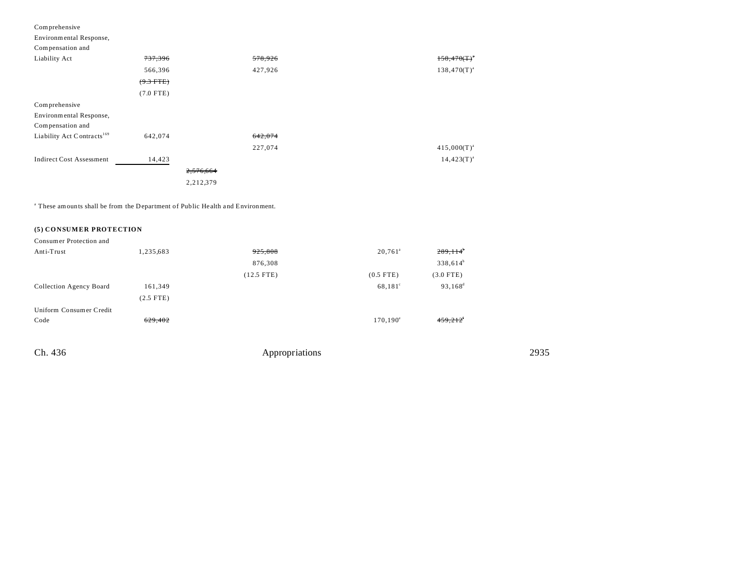| | | | | | |
|---|---|---|---|---|---|
| Comprehensive Environmental Response, Compensation and Liability Act | ~~737,396~~ | | ~~578,926~~ | | ~~158,470(T)~~[a] |
| | 566,396 | | 427,926 | | 138,470(T)[a] |
| | ~~(9.3 FTE)~~ | | | | |
| | (7.0 FTE) | | | | |
| Comprehensive Environmental Response, Compensation and Liability Act Contracts[169] | 642,074 | | ~~642,074~~ | | |
| | | | 227,074 | | 415,000(T)[a] |
| Indirect Cost Assessment | 14,423 | | | | 14,423(T)[a] |
| | | ~~2,576,664~~ | | | |
| | | 2,212,379 | | | |

[a] These amounts shall be from the Department of Public Health and Environment.

**(5) CONSUMER PROTECTION**

| | | | | | |
|---|---|---|---|---|---|
| Consumer Protection and Anti-Trust | 1,235,683 | | ~~925,808~~ | 20,761[a] | ~~289,114~~[b] |
| | | | 876,308 | | 338,614[b] |
| | | | (12.5 FTE) | (0.5 FTE) | (3.0 FTE) |
| Collection Agency Board | 161,349 | | | 68,181[c] | 93,168[d] |
| | (2.5 FTE) | | | | |
| Uniform Consumer Credit Code | ~~629,402~~ | | | 170,190[e] | ~~459,212~~[f] |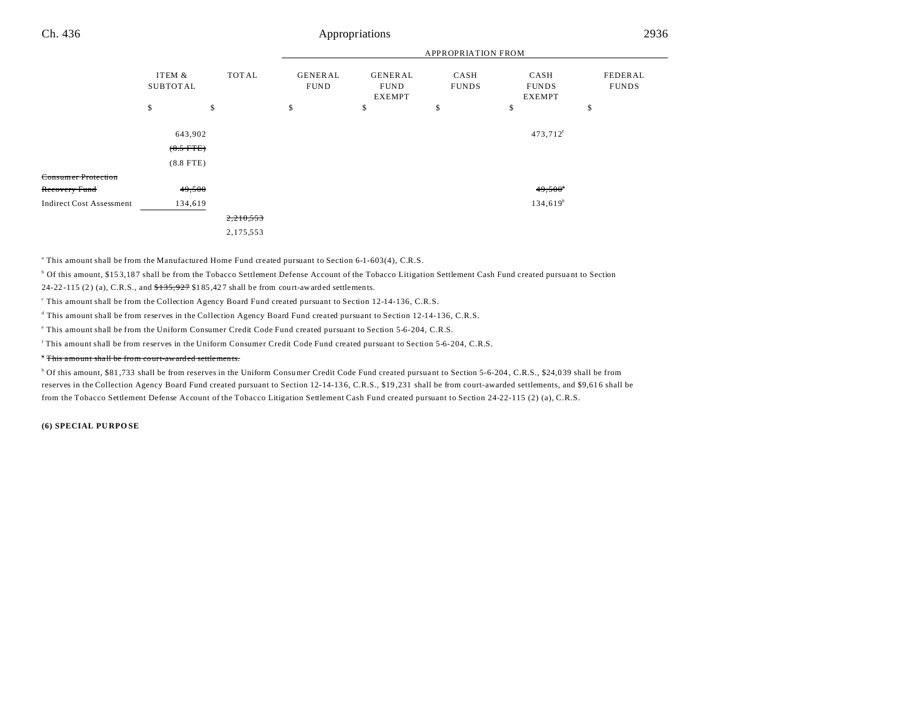| | ITEM & SUBTOTAL | TOTAL | GENERAL FUND | GENERAL FUND EXEMPT | CASH FUNDS | CASH FUNDS EXEMPT | FEDERAL FUNDS |
|---|---|---|---|---|---|---|---|
| | | | APPROPRIATION FROM | | | | |
| | $ | $ | $ | $ | $ | $ | $ |
| | 643,902 | | | | | 473,712[f] | |
| | ~~(8.5 FTE)~~ | | | | | | |
| | (8.8 FTE) | | | | | | |
| ~~Consumer Protection Recovery Fund~~ | ~~49,500~~ | | | | | ~~49,500~~[g] | |
| Indirect Cost Assessment | 134,619 | | | | | 134,619[h] | |
| | | ~~2,210,553~~ | | | | | |
| | | 2,175,553 | | | | | |

[a] This amount shall be from the Manufactured Home Fund created pursuant to Section 6-1-603(4), C.R.S.

[b] Of this amount, $153,187 shall be from the Tobacco Settlement Defense Account of the Tobacco Litigation Settlement Cash Fund created pursuant to Section 24-22-115 (2) (a), C.R.S., and ~~$135,927~~ $185,427 shall be from court-awarded settlements.

[c] This amount shall be from the Collection Agency Board Fund created pursuant to Section 12-14-136, C.R.S.

[d] This amount shall be from reserves in the Collection Agency Board Fund created pursuant to Section 12-14-136, C.R.S.

[e] This amount shall be from the Uniform Consumer Credit Code Fund created pursuant to Section 5-6-204, C.R.S.

[f] This amount shall be from reserves in the Uniform Consumer Credit Code Fund created pursuant to Section 5-6-204, C.R.S.

~~[g] This amount shall be from court-awarded settlements.~~

[h] Of this amount, $81,733 shall be from reserves in the Uniform Consumer Credit Code Fund created pursuant to Section 5-6-204, C.R.S., $24,039 shall be from reserves in the Collection Agency Board Fund created pursuant to Section 12-14-136, C.R.S., $19,231 shall be from court-awarded settlements, and $9,616 shall be from the Tobacco Settlement Defense Account of the Tobacco Litigation Settlement Cash Fund created pursuant to Section 24-22-115 (2) (a), C.R.S.

**(6) SPECIAL PURPOSE**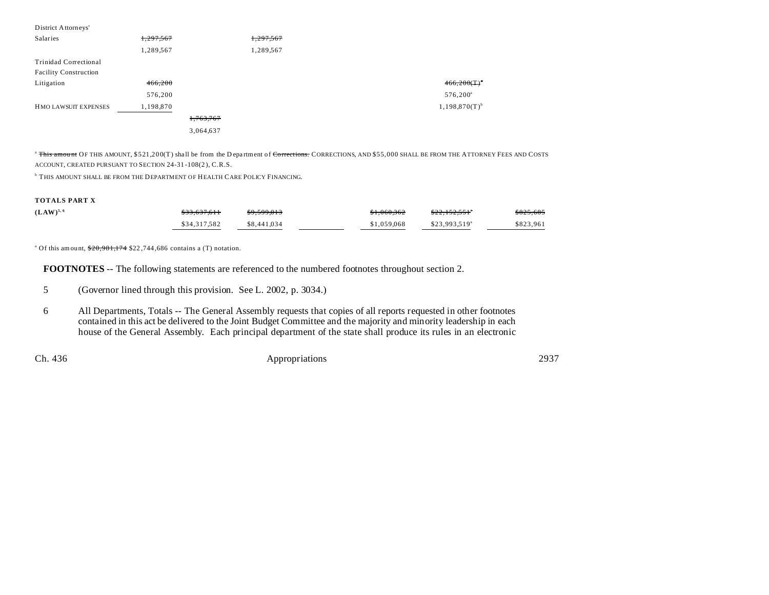| | | | | | | |
|---|---|---|---|---|---|---|
| District Attorneys' Salaries | ~~1,297,567~~ 1,289,567 | | ~~1,297,567~~ 1,289,567 | | | |
| Trinidad Correctional Facility Construction Litigation | ~~466,200~~ 576,200 | | | | ~~466,200(T)~~[a] 576,200[a] | |
| HMO LAWSUIT EXPENSES | 1,198,870 | | | | 1,198,870(T)[b] | |
| | | ~~1,763,767~~ 3,064,637 | | | | |

[a] ~~This amount~~ OF THIS AMOUNT, $521,200(T) shall be from the Department of ~~Corrections.~~ CORRECTIONS, AND $55,000 SHALL BE FROM THE ATTORNEY FEES AND COSTS ACCOUNT, CREATED PURSUANT TO SECTION 24-31-108(2), C.R.S.

[b] THIS AMOUNT SHALL BE FROM THE DEPARTMENT OF HEALTH CARE POLICY FINANCING.

| | | | | | | |
|---|---|---|---|---|---|---|
| **TOTALS PART X (LAW)**[5, 6] | ~~$33,637,611~~ $34,317,582 | ~~$9,599,013~~ $8,441,034 | | ~~$1,060,362~~ $1,059,068 | ~~$22,152,551~~[a] $23,993,519[a] | ~~$825,685~~ $823,961 |

[a] Of this amount, ~~$20,981,174~~ $22,744,686 contains a (T) notation.

**FOOTNOTES** -- The following statements are referenced to the numbered footnotes throughout section 2.

5 (Governor lined through this provision. See L. 2002, p. 3034.)

6 All Departments, Totals -- The General Assembly requests that copies of all reports requested in other footnotes contained in this act be delivered to the Joint Budget Committee and the majority and minority leadership in each house of the General Assembly. Each principal department of the state shall produce its rules in an electronic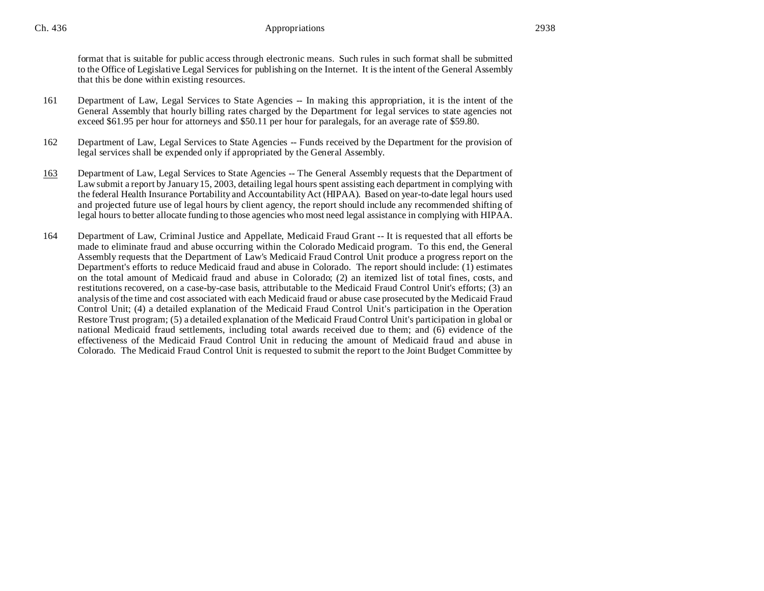format that is suitable for public access through electronic means. Such rules in such format shall be submitted to the Office of Legislative Legal Services for publishing on the Internet. It is the intent of the General Assembly that this be done within existing resources.

161 Department of Law, Legal Services to State Agencies -- In making this appropriation, it is the intent of the General Assembly that hourly billing rates charged by the Department for legal services to state agencies not exceed $61.95 per hour for attorneys and $50.11 per hour for paralegals, for an average rate of $59.80.

162 Department of Law, Legal Services to State Agencies -- Funds received by the Department for the provision of legal services shall be expended only if appropriated by the General Assembly.

163 Department of Law, Legal Services to State Agencies -- The General Assembly requests that the Department of Law submit a report by January 15, 2003, detailing legal hours spent assisting each department in complying with the federal Health Insurance Portability and Accountability Act (HIPAA). Based on year-to-date legal hours used and projected future use of legal hours by client agency, the report should include any recommended shifting of legal hours to better allocate funding to those agencies who most need legal assistance in complying with HIPAA.

164 Department of Law, Criminal Justice and Appellate, Medicaid Fraud Grant -- It is requested that all efforts be made to eliminate fraud and abuse occurring within the Colorado Medicaid program. To this end, the General Assembly requests that the Department of Law's Medicaid Fraud Control Unit produce a progress report on the Department's efforts to reduce Medicaid fraud and abuse in Colorado. The report should include: (1) estimates on the total amount of Medicaid fraud and abuse in Colorado; (2) an itemized list of total fines, costs, and restitutions recovered, on a case-by-case basis, attributable to the Medicaid Fraud Control Unit's efforts; (3) an analysis of the time and cost associated with each Medicaid fraud or abuse case prosecuted by the Medicaid Fraud Control Unit; (4) a detailed explanation of the Medicaid Fraud Control Unit's participation in the Operation Restore Trust program; (5) a detailed explanation of the Medicaid Fraud Control Unit's participation in global or national Medicaid fraud settlements, including total awards received due to them; and (6) evidence of the effectiveness of the Medicaid Fraud Control Unit in reducing the amount of Medicaid fraud and abuse in Colorado. The Medicaid Fraud Control Unit is requested to submit the report to the Joint Budget Committee by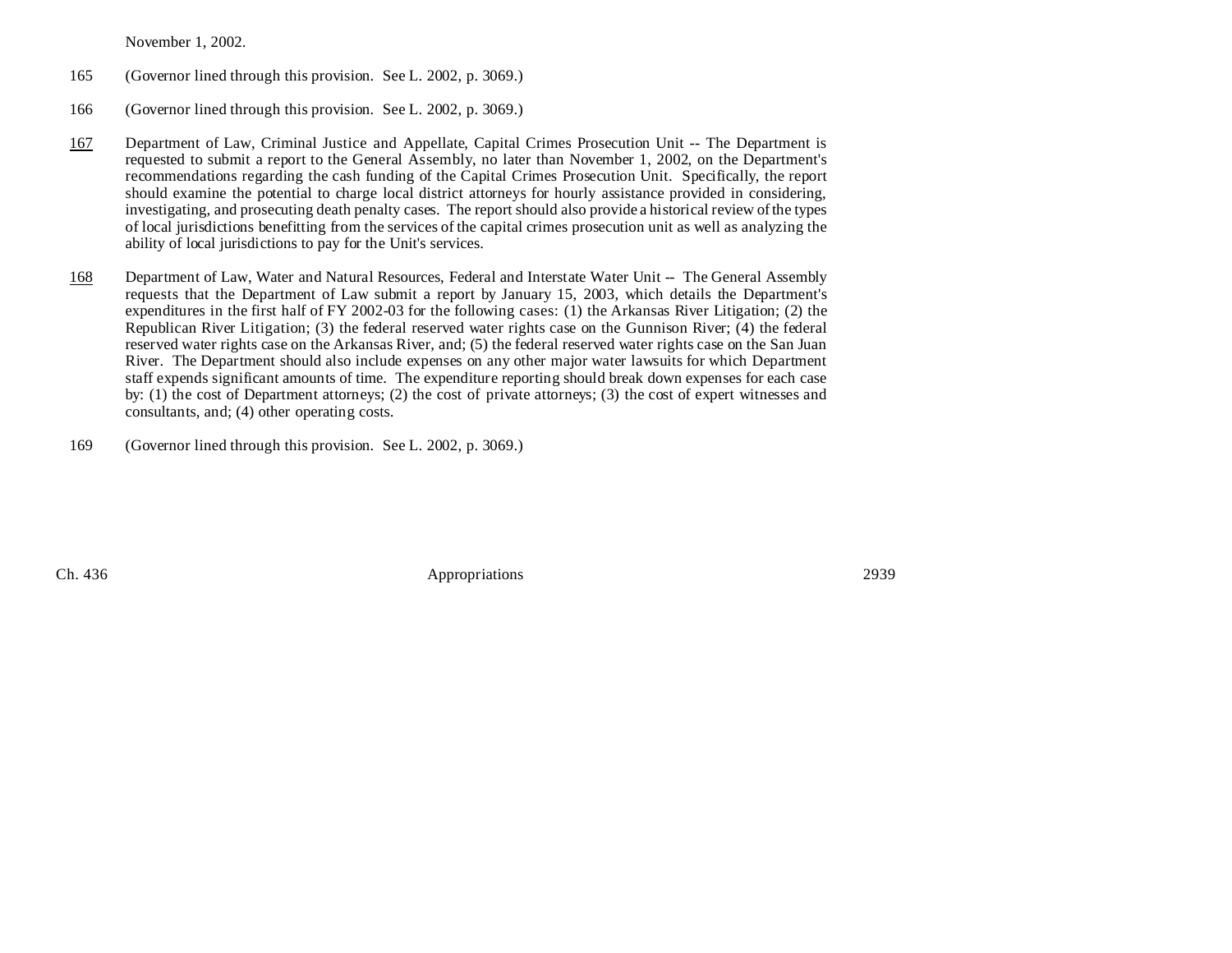November 1, 2002.

165 (Governor lined through this provision. See L. 2002, p. 3069.)

166 (Governor lined through this provision. See L. 2002, p. 3069.)

167 Department of Law, Criminal Justice and Appellate, Capital Crimes Prosecution Unit -- The Department is requested to submit a report to the General Assembly, no later than November 1, 2002, on the Department's recommendations regarding the cash funding of the Capital Crimes Prosecution Unit. Specifically, the report should examine the potential to charge local district attorneys for hourly assistance provided in considering, investigating, and prosecuting death penalty cases. The report should also provide a historical review of the types of local jurisdictions benefitting from the services of the capital crimes prosecution unit as well as analyzing the ability of local jurisdictions to pay for the Unit's services.

168 Department of Law, Water and Natural Resources, Federal and Interstate Water Unit -- The General Assembly requests that the Department of Law submit a report by January 15, 2003, which details the Department's expenditures in the first half of FY 2002-03 for the following cases: (1) the Arkansas River Litigation; (2) the Republican River Litigation; (3) the federal reserved water rights case on the Gunnison River; (4) the federal reserved water rights case on the Arkansas River, and; (5) the federal reserved water rights case on the San Juan River. The Department should also include expenses on any other major water lawsuits for which Department staff expends significant amounts of time. The expenditure reporting should break down expenses for each case by: (1) the cost of Department attorneys; (2) the cost of private attorneys; (3) the cost of expert witnesses and consultants, and; (4) other operating costs.

169 (Governor lined through this provision. See L. 2002, p. 3069.)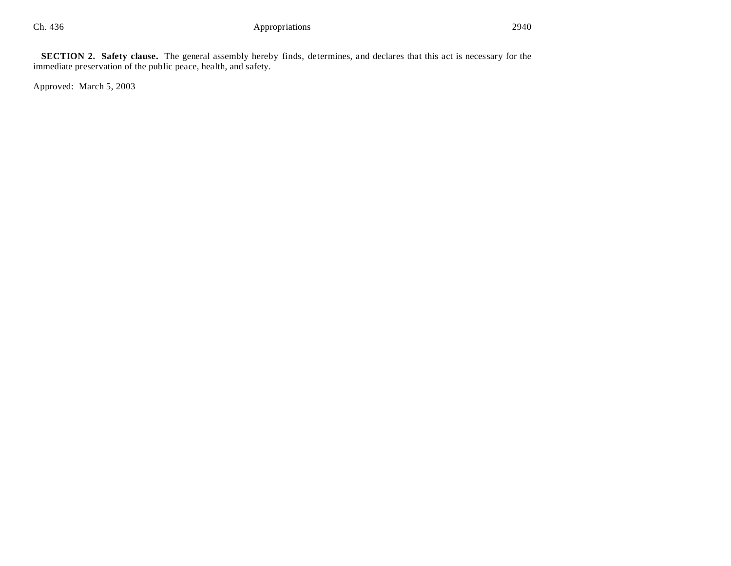**SECTION 2. Safety clause.** The general assembly hereby finds, determines, and declares that this act is necessary for the immediate preservation of the public peace, health, and safety.

Approved: March 5, 2003